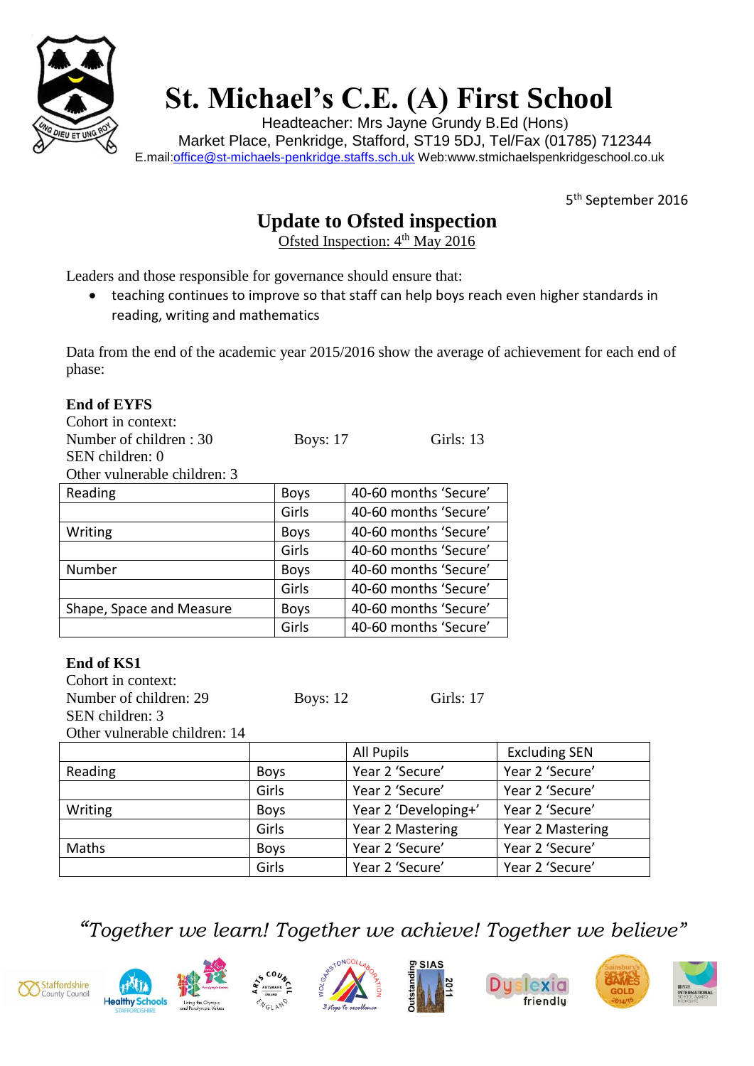# St. Michael's C.E. (A) First School

Headteacher: Mrs Jayne Grundy B.Ed (Hons)
Market Place, Penkridge, Stafford, ST19 5DJ, Tel/Fax (01785) 712344
E.mail:office@st-michaels-penkridge.staffs.sch.uk Web:www.stmichaelspenkridgeschool.co.uk

5th September 2016

## Update to Ofsted inspection

Ofsted Inspection: 4th May 2016

Leaders and those responsible for governance should ensure that:

- teaching continues to improve so that staff can help boys reach even higher standards in reading, writing and mathematics

Data from the end of the academic year 2015/2016 show the average of achievement for each end of phase:

**End of EYFS**

Cohort in context:
Number of children : 30 Boys: 17 Girls: 13
SEN children: 0
Other vulnerable children: 3

| | | |
|---|---|---|
| Reading | Boys | 40-60 months 'Secure' |
| | Girls | 40-60 months 'Secure' |
| Writing | Boys | 40-60 months 'Secure' |
| | Girls | 40-60 months 'Secure' |
| Number | Boys | 40-60 months 'Secure' |
| | Girls | 40-60 months 'Secure' |
| Shape, Space and Measure | Boys | 40-60 months 'Secure' |
| | Girls | 40-60 months 'Secure' |

**End of KS1**

Cohort in context:
Number of children: 29 Boys: 12 Girls: 17
SEN children: 3
Other vulnerable children: 14

| | | All Pupils | Excluding SEN |
|---|---|---|---|
| Reading | Boys | Year 2 'Secure' | Year 2 'Secure' |
| | Girls | Year 2 'Secure' | Year 2 'Secure' |
| Writing | Boys | Year 2 'Developing+' | Year 2 'Secure' |
| | Girls | Year 2 Mastering | Year 2 Mastering |
| Maths | Boys | Year 2 'Secure' | Year 2 'Secure' |
| | Girls | Year 2 'Secure' | Year 2 'Secure' |

*"Together we learn! Together we achieve! Together we believe"*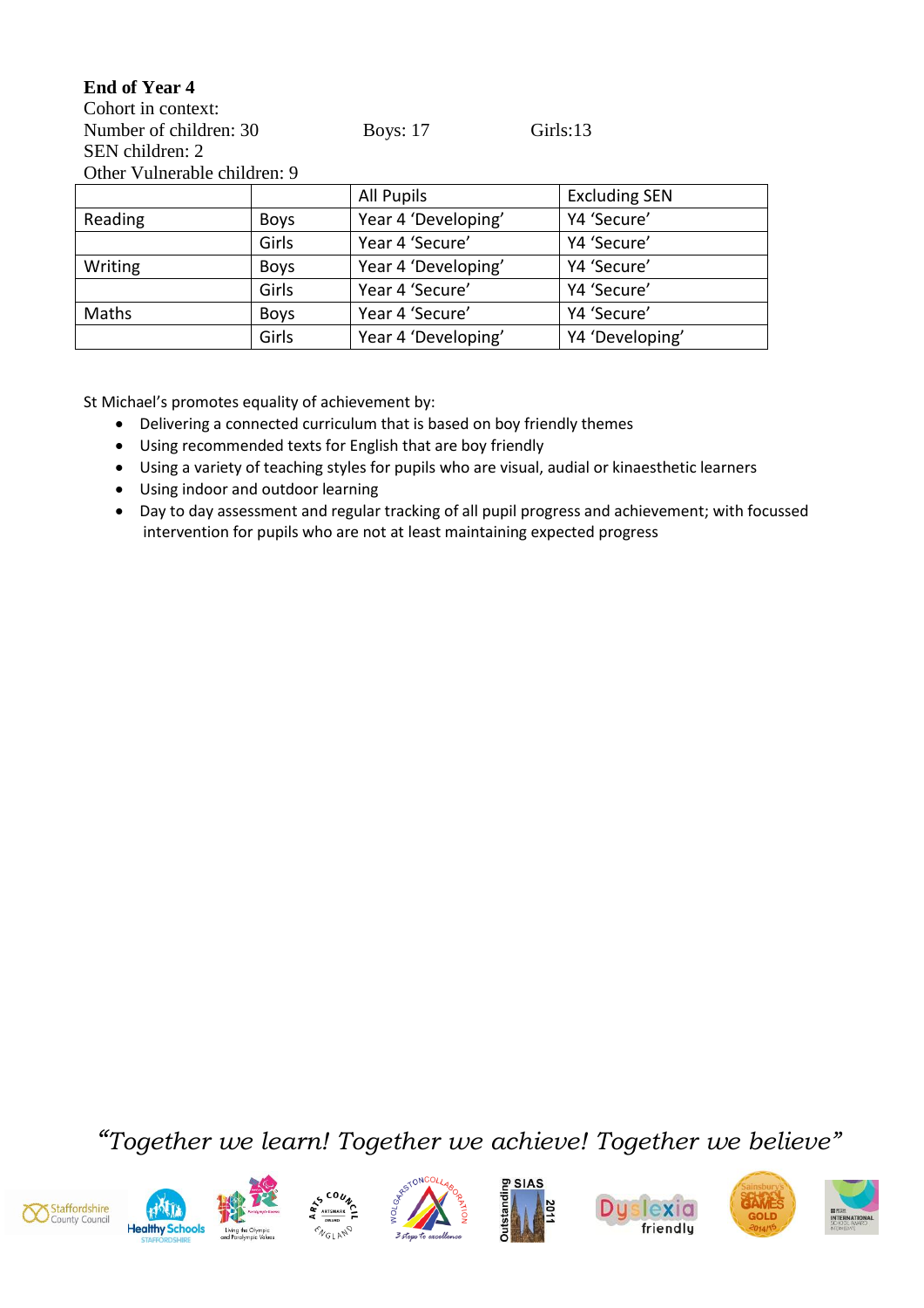**End of Year 4**

Cohort in context:

Number of children: 30 Boys: 17 Girls:13

SEN children: 2

Other Vulnerable children: 9

| | | All Pupils | Excluding SEN |
|---|---|---|---|
| Reading | Boys | Year 4 'Developing' | Y4 'Secure' |
| | Girls | Year 4 'Secure' | Y4 'Secure' |
| Writing | Boys | Year 4 'Developing' | Y4 'Secure' |
| | Girls | Year 4 'Secure' | Y4 'Secure' |
| Maths | Boys | Year 4 'Secure' | Y4 'Secure' |
| | Girls | Year 4 'Developing' | Y4 'Developing' |

St Michael's promotes equality of achievement by:

- Delivering a connected curriculum that is based on boy friendly themes
- Using recommended texts for English that are boy friendly
- Using a variety of teaching styles for pupils who are visual, audial or kinaesthetic learners
- Using indoor and outdoor learning
- Day to day assessment and regular tracking of all pupil progress and achievement; with focussed intervention for pupils who are not at least maintaining expected progress

*"Together we learn! Together we achieve! Together we believe"*